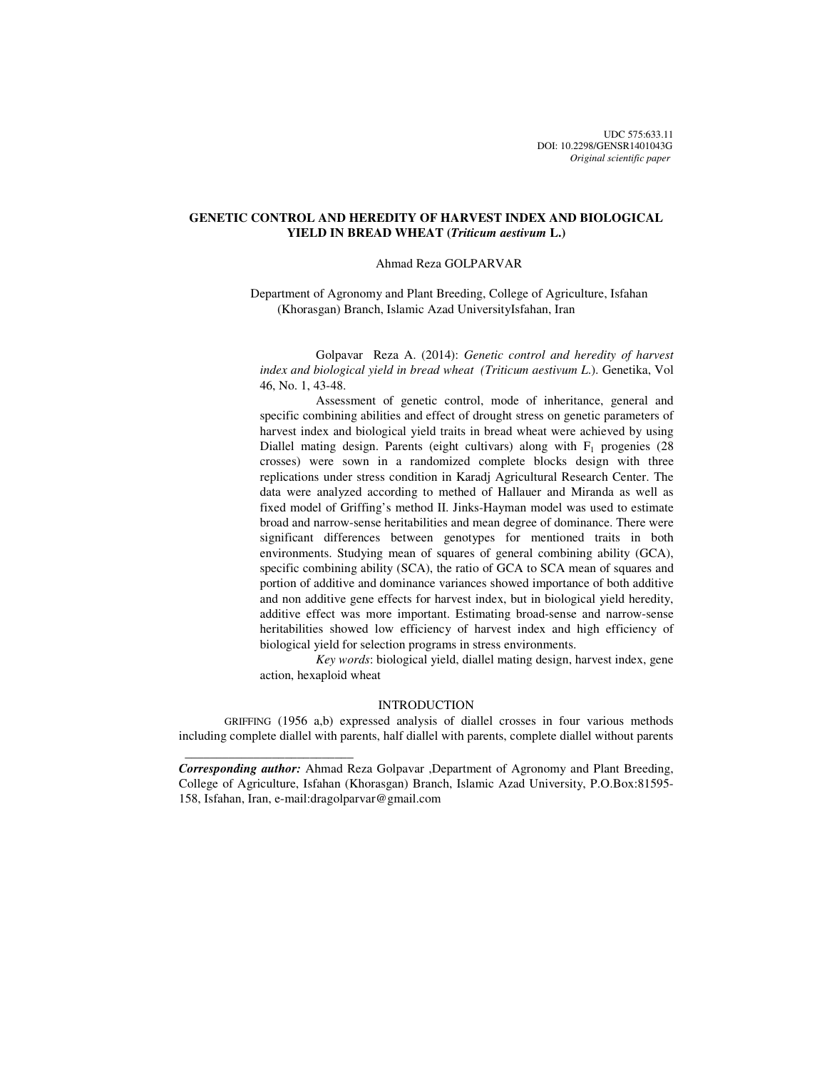UDC 575:633.11
DOI: 10.2298/GENSR1401043G
*Original scientific paper*

# GENETIC CONTROL AND HEREDITY OF HARVEST INDEX AND BIOLOGICAL YIELD IN BREAD WHEAT (*Triticum aestivum* L.)

Ahmad Reza GOLPARVAR

Department of Agronomy and Plant Breeding, College of Agriculture, Isfahan (Khorasgan) Branch, Islamic Azad UniversityIsfahan, Iran

Golpavar Reza A. (2014): *Genetic control and heredity of harvest index and biological yield in bread wheat (Triticum aestivum L.)*. Genetika, Vol 46, No. 1, 43-48.

Assessment of genetic control, mode of inheritance, general and specific combining abilities and effect of drought stress on genetic parameters of harvest index and biological yield traits in bread wheat were achieved by using Diallel mating design. Parents (eight cultivars) along with $F_1$ progenies (28 crosses) were sown in a randomized complete blocks design with three replications under stress condition in Karadj Agricultural Research Center. The data were analyzed according to methed of Hallauer and Miranda as well as fixed model of Griffing's method II. Jinks-Hayman model was used to estimate broad and narrow-sense heritabilities and mean degree of dominance. There were significant differences between genotypes for mentioned traits in both environments. Studying mean of squares of general combining ability (GCA), specific combining ability (SCA), the ratio of GCA to SCA mean of squares and portion of additive and dominance variances showed importance of both additive and non additive gene effects for harvest index, but in biological yield heredity, additive effect was more important. Estimating broad-sense and narrow-sense heritabilities showed low efficiency of harvest index and high efficiency of biological yield for selection programs in stress environments.

*Key words*: biological yield, diallel mating design, harvest index, gene action, hexaploid wheat

## INTRODUCTION

GRIFFING (1956 a,b) expressed analysis of diallel crosses in four various methods including complete diallel with parents, half diallel with parents, complete diallel without parents

---

***Corresponding author:*** Ahmad Reza Golpavar ,Department of Agronomy and Plant Breeding, College of Agriculture, Isfahan (Khorasgan) Branch, Islamic Azad University, P.O.Box:81595-158, Isfahan, Iran, e-mail:dragolparvar@gmail.com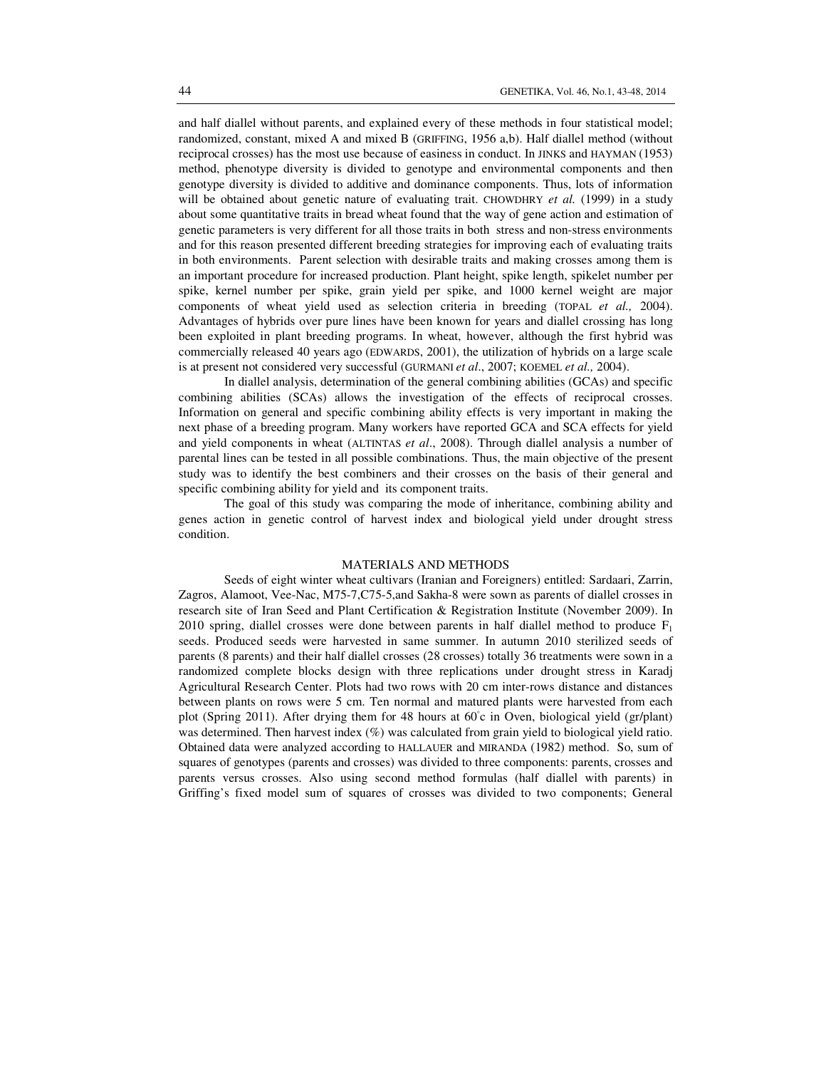and half diallel without parents, and explained every of these methods in four statistical model; randomized, constant, mixed A and mixed B (GRIFFING, 1956 a,b). Half diallel method (without reciprocal crosses) has the most use because of easiness in conduct. In JINKS and HAYMAN (1953) method, phenotype diversity is divided to genotype and environmental components and then genotype diversity is divided to additive and dominance components. Thus, lots of information will be obtained about genetic nature of evaluating trait. CHOWDHRY *et al.* (1999) in a study about some quantitative traits in bread wheat found that the way of gene action and estimation of genetic parameters is very different for all those traits in both stress and non-stress environments and for this reason presented different breeding strategies for improving each of evaluating traits in both environments. Parent selection with desirable traits and making crosses among them is an important procedure for increased production. Plant height, spike length, spikelet number per spike, kernel number per spike, grain yield per spike, and 1000 kernel weight are major components of wheat yield used as selection criteria in breeding (TOPAL *et al.,* 2004). Advantages of hybrids over pure lines have been known for years and diallel crossing has long been exploited in plant breeding programs. In wheat, however, although the first hybrid was commercially released 40 years ago (EDWARDS, 2001), the utilization of hybrids on a large scale is at present not considered very successful (GURMANI *et al*., 2007; KOEMEL *et al.,* 2004).

In diallel analysis, determination of the general combining abilities (GCAs) and specific combining abilities (SCAs) allows the investigation of the effects of reciprocal crosses. Information on general and specific combining ability effects is very important in making the next phase of a breeding program. Many workers have reported GCA and SCA effects for yield and yield components in wheat (ALTINTAS *et al*., 2008). Through diallel analysis a number of parental lines can be tested in all possible combinations. Thus, the main objective of the present study was to identify the best combiners and their crosses on the basis of their general and specific combining ability for yield and its component traits.

The goal of this study was comparing the mode of inheritance, combining ability and genes action in genetic control of harvest index and biological yield under drought stress condition.

## MATERIALS AND METHODS

Seeds of eight winter wheat cultivars (Iranian and Foreigners) entitled: Sardaari, Zarrin, Zagros, Alamoot, Vee-Nac, M75-7,C75-5,and Sakha-8 were sown as parents of diallel crosses in research site of Iran Seed and Plant Certification & Registration Institute (November 2009). In 2010 spring, diallel crosses were done between parents in half diallel method to produce $F_1$ seeds. Produced seeds were harvested in same summer. In autumn 2010 sterilized seeds of parents (8 parents) and their half diallel crosses (28 crosses) totally 36 treatments were sown in a randomized complete blocks design with three replications under drought stress in Karadj Agricultural Research Center. Plots had two rows with 20 cm inter-rows distance and distances between plants on rows were 5 cm. Ten normal and matured plants were harvested from each plot (Spring 2011). After drying them for 48 hours at 60°c in Oven, biological yield (gr/plant) was determined. Then harvest index (%) was calculated from grain yield to biological yield ratio. Obtained data were analyzed according to HALLAUER and MIRANDA (1982) method. So, sum of squares of genotypes (parents and crosses) was divided to three components: parents, crosses and parents versus crosses. Also using second method formulas (half diallel with parents) in Griffing's fixed model sum of squares of crosses was divided to two components; General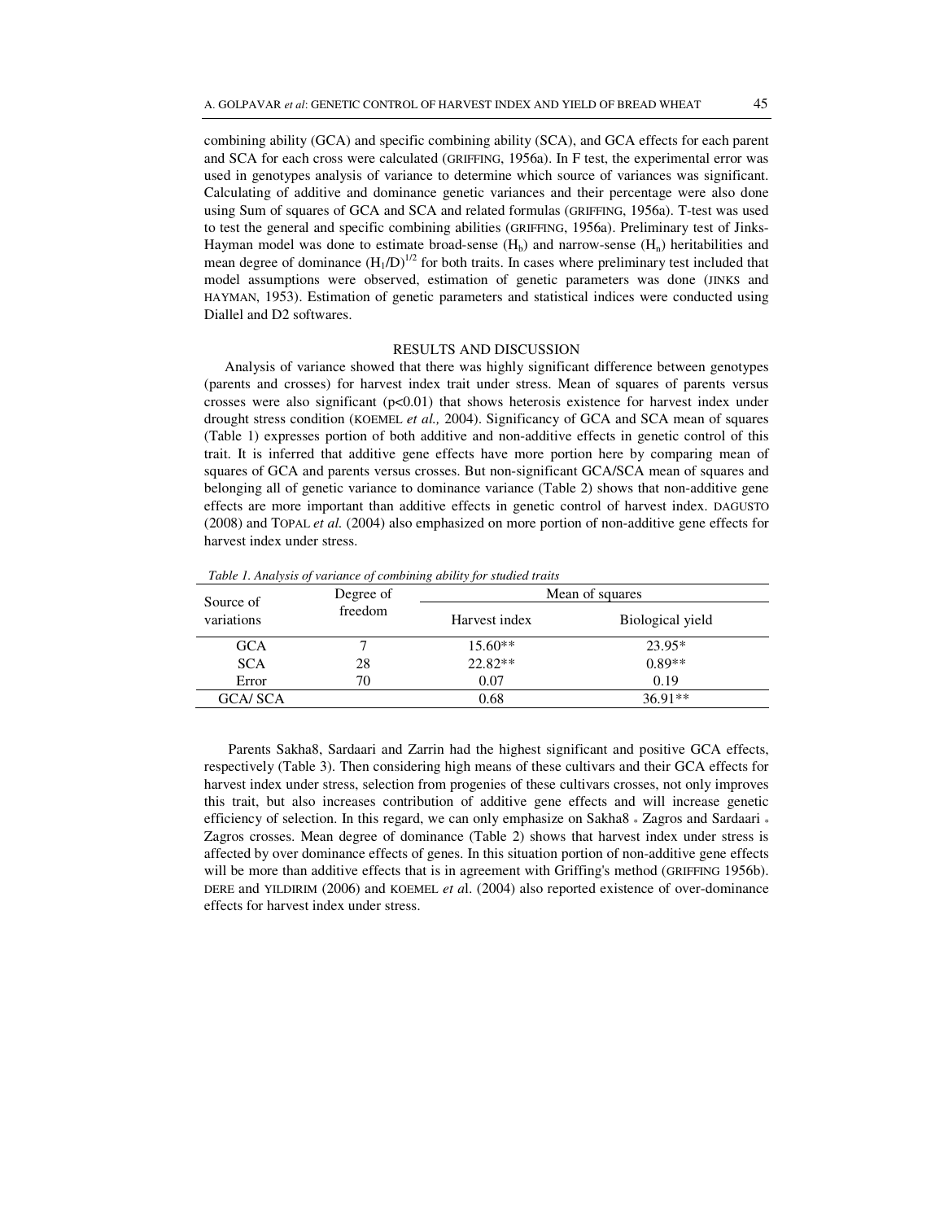combining ability (GCA) and specific combining ability (SCA), and GCA effects for each parent and SCA for each cross were calculated (GRIFFING, 1956a). In F test, the experimental error was used in genotypes analysis of variance to determine which source of variances was significant. Calculating of additive and dominance genetic variances and their percentage were also done using Sum of squares of GCA and SCA and related formulas (GRIFFING, 1956a). T-test was used to test the general and specific combining abilities (GRIFFING, 1956a). Preliminary test of Jinks-Hayman model was done to estimate broad-sense ($H_b$) and narrow-sense ($H_n$) heritabilities and mean degree of dominance $(H_1/D)^{1/2}$ for both traits. In cases where preliminary test included that model assumptions were observed, estimation of genetic parameters was done (JINKS and HAYMAN, 1953). Estimation of genetic parameters and statistical indices were conducted using Diallel and D2 softwares.

## RESULTS AND DISCUSSION

Analysis of variance showed that there was highly significant difference between genotypes (parents and crosses) for harvest index trait under stress. Mean of squares of parents versus crosses were also significant ($p<0.01$) that shows heterosis existence for harvest index under drought stress condition (KOEMEL *et al.,* 2004). Significancy of GCA and SCA mean of squares (Table 1) expresses portion of both additive and non-additive effects in genetic control of this trait. It is inferred that additive gene effects have more portion here by comparing mean of squares of GCA and parents versus crosses. But non-significant GCA/SCA mean of squares and belonging all of genetic variance to dominance variance (Table 2) shows that non-additive gene effects are more important than additive effects in genetic control of harvest index. DAGUSTO (2008) and TOPAL *et al.* (2004) also emphasized on more portion of non-additive gene effects for harvest index under stress.

*Table 1. Analysis of variance of combining ability for studied traits*

| Source of variations | Degree of freedom | Mean of squares | |
|---|---|---|---|
| | | Harvest index | Biological yield |
| GCA | 7 | 15.60** | 23.95* |
| SCA | 28 | 22.82** | 0.89** |
| Error | 70 | 0.07 | 0.19 |
| GCA/ SCA | | 0.68 | 36.91** |

Parents Sakha8, Sardaari and Zarrin had the highest significant and positive GCA effects, respectively (Table 3). Then considering high means of these cultivars and their GCA effects for harvest index under stress, selection from progenies of these cultivars crosses, not only improves this trait, but also increases contribution of additive gene effects and will increase genetic efficiency of selection. In this regard, we can only emphasize on Sakha8 * Zagros and Sardaari * Zagros crosses. Mean degree of dominance (Table 2) shows that harvest index under stress is affected by over dominance effects of genes. In this situation portion of non-additive gene effects will be more than additive effects that is in agreement with Griffing's method (GRIFFING 1956b). DERE and YILDIRIM (2006) and KOEMEL *et a*l. (2004) also reported existence of over-dominance effects for harvest index under stress.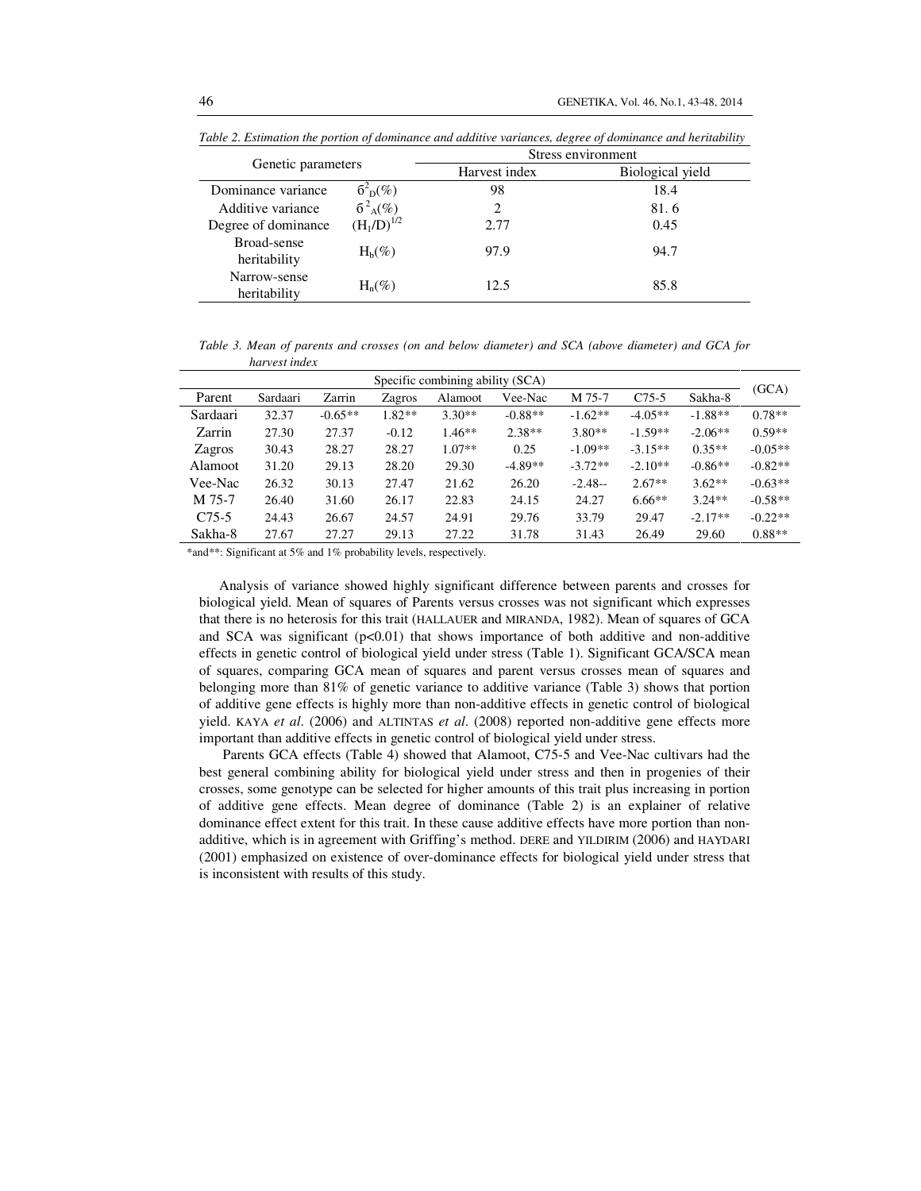*Table 2. Estimation the portion of dominance and additive variances, degree of dominance and heritability*

| Genetic parameters | | Stress environment | |
|---|---|---|---|
| | | Harvest index | Biological yield |
| Dominance variance | $\sigma^2_D(\%)$ | 98 | 18.4 |
| Additive variance | $\sigma^2_A(\%)$ | 2 | 81. 6 |
| Degree of dominance | $(H_1/D)^{1/2}$ | 2.77 | 0.45 |
| Broad-sense heritability | $H_b(\%)$ | 97.9 | 94.7 |
| Narrow-sense heritability | $H_n(\%)$ | 12.5 | 85.8 |

*Table 3. Mean of parents and crosses (on and below diameter) and SCA (above diameter) and GCA for harvest index*

| | Specific combining ability (SCA) | | | | | | | | (GCA) |
|---|---|---|---|---|---|---|---|---|---|
| Parent | Sardaari | Zarrin | Zagros | Alamoot | Vee-Nac | M 75-7 | C75-5 | Sakha-8 | |
| Sardaari | 32.37 | -0.65** | 1.82** | 3.30** | -0.88** | -1.62** | -4.05** | -1.88** | 0.78** |
| Zarrin | 27.30 | 27.37 | -0.12 | 1.46** | 2.38** | 3.80** | -1.59** | -2.06** | 0.59** |
| Zagros | 30.43 | 28.27 | 28.27 | 1.07** | 0.25 | -1.09** | -3.15** | 0.35** | -0.05** |
| Alamoot | 31.20 | 29.13 | 28.20 | 29.30 | -4.89** | -3.72** | -2.10** | -0.86** | -0.82** |
| Vee-Nac | 26.32 | 30.13 | 27.47 | 21.62 | 26.20 | -2.48-- | 2.67** | 3.62** | -0.63** |
| M 75-7 | 26.40 | 31.60 | 26.17 | 22.83 | 24.15 | 24.27 | 6.66** | 3.24** | -0.58** |
| C75-5 | 24.43 | 26.67 | 24.57 | 24.91 | 29.76 | 33.79 | 29.47 | -2.17** | -0.22** |
| Sakha-8 | 27.67 | 27.27 | 29.13 | 27.22 | 31.78 | 31.43 | 26.49 | 29.60 | 0.88** |

*and**: Significant at 5% and 1% probability levels, respectively.

Analysis of variance showed highly significant difference between parents and crosses for biological yield. Mean of squares of Parents versus crosses was not significant which expresses that there is no heterosis for this trait (HALLAUER and MIRANDA, 1982). Mean of squares of GCA and SCA was significant ($p<0.01$) that shows importance of both additive and non-additive effects in genetic control of biological yield under stress (Table 1). Significant GCA/SCA mean of squares, comparing GCA mean of squares and parent versus crosses mean of squares and belonging more than 81% of genetic variance to additive variance (Table 3) shows that portion of additive gene effects is highly more than non-additive effects in genetic control of biological yield. KAYA *et al*. (2006) and ALTINTAS *et al*. (2008) reported non-additive gene effects more important than additive effects in genetic control of biological yield under stress.

Parents GCA effects (Table 4) showed that Alamoot, C75-5 and Vee-Nac cultivars had the best general combining ability for biological yield under stress and then in progenies of their crosses, some genotype can be selected for higher amounts of this trait plus increasing in portion of additive gene effects. Mean degree of dominance (Table 2) is an explainer of relative dominance effect extent for this trait. In these cause additive effects have more portion than non-additive, which is in agreement with Griffing's method. DERE and YILDIRIM (2006) and HAYDARI (2001) emphasized on existence of over-dominance effects for biological yield under stress that is inconsistent with results of this study.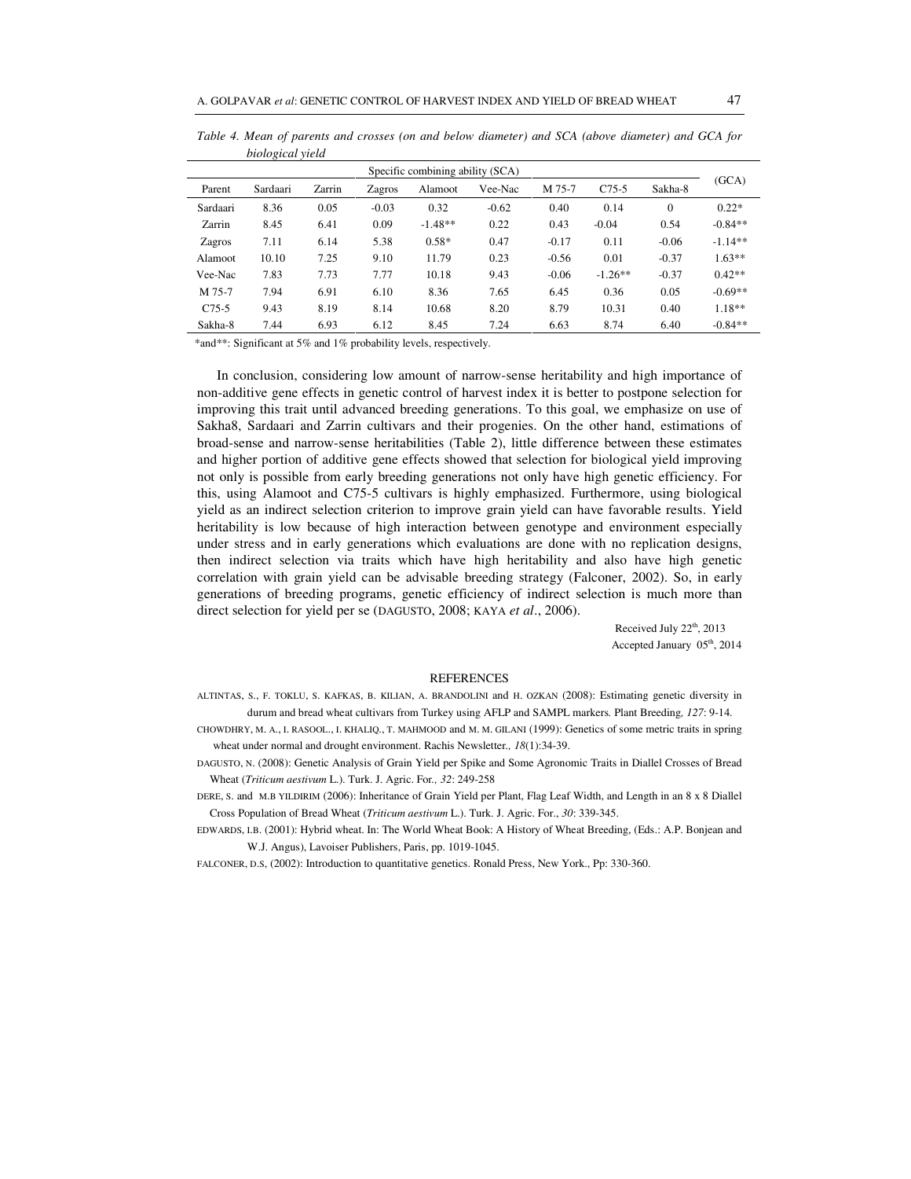*Table 4. Mean of parents and crosses (on and below diameter) and SCA (above diameter) and GCA for biological yield*

| | Specific combining ability (SCA) | | | | | | | | (GCA) |
|---|---|---|---|---|---|---|---|---|---|
| Parent | Sardaari | Zarrin | Zagros | Alamoot | Vee-Nac | M 75-7 | C75-5 | Sakha-8 | |
| Sardaari | 8.36 | 0.05 | -0.03 | 0.32 | -0.62 | 0.40 | 0.14 | 0 | 0.22* |
| Zarrin | 8.45 | 6.41 | 0.09 | -1.48** | 0.22 | 0.43 | -0.04 | 0.54 | -0.84** |
| Zagros | 7.11 | 6.14 | 5.38 | 0.58* | 0.47 | -0.17 | 0.11 | -0.06 | -1.14** |
| Alamoot | 10.10 | 7.25 | 9.10 | 11.79 | 0.23 | -0.56 | 0.01 | -0.37 | 1.63** |
| Vee-Nac | 7.83 | 7.73 | 7.77 | 10.18 | 9.43 | -0.06 | -1.26** | -0.37 | 0.42** |
| M 75-7 | 7.94 | 6.91 | 6.10 | 8.36 | 7.65 | 6.45 | 0.36 | 0.05 | -0.69** |
| C75-5 | 9.43 | 8.19 | 8.14 | 10.68 | 8.20 | 8.79 | 10.31 | 0.40 | 1.18** |
| Sakha-8 | 7.44 | 6.93 | 6.12 | 8.45 | 7.24 | 6.63 | 8.74 | 6.40 | -0.84** |

*and**: Significant at 5% and 1% probability levels, respectively.

In conclusion, considering low amount of narrow-sense heritability and high importance of non-additive gene effects in genetic control of harvest index it is better to postpone selection for improving this trait until advanced breeding generations. To this goal, we emphasize on use of Sakha8, Sardaari and Zarrin cultivars and their progenies. On the other hand, estimations of broad-sense and narrow-sense heritabilities (Table 2), little difference between these estimates and higher portion of additive gene effects showed that selection for biological yield improving not only is possible from early breeding generations not only have high genetic efficiency. For this, using Alamoot and C75-5 cultivars is highly emphasized. Furthermore, using biological yield as an indirect selection criterion to improve grain yield can have favorable results. Yield heritability is low because of high interaction between genotype and environment especially under stress and in early generations which evaluations are done with no replication designs, then indirect selection via traits which have high heritability and also have high genetic correlation with grain yield can be advisable breeding strategy (Falconer, 2002). So, in early generations of breeding programs, genetic efficiency of indirect selection is much more than direct selection for yield per se (DAGUSTO, 2008; KAYA *et al*., 2006).

Received July 22[th], 2013
Accepted January 05[th], 2014

## REFERENCES

ALTINTAS, S., F. TOKLU, S. KAFKAS, B. KILIAN, A. BRANDOLINI and H. OZKAN (2008): Estimating genetic diversity in durum and bread wheat cultivars from Turkey using AFLP and SAMPL markers. Plant Breeding, *127*: 9-14.

CHOWDHRY, M. A., I. RASOOL., I. KHALIQ., T. MAHMOOD and M. M. GILANI (1999): Genetics of some metric traits in spring wheat under normal and drought environment. Rachis Newsletter., *18*(1):34-39.

DAGUSTO, N. (2008): Genetic Analysis of Grain Yield per Spike and Some Agronomic Traits in Diallel Crosses of Bread Wheat (*Triticum aestivum* L.). Turk. J. Agric. For., *32*: 249-258

DERE, S. and M.B YILDIRIM (2006): Inheritance of Grain Yield per Plant, Flag Leaf Width, and Length in an 8 x 8 Diallel Cross Population of Bread Wheat (*Triticum aestivum* L.). Turk. J. Agric. For., *30*: 339-345.

EDWARDS, I.B. (2001): Hybrid wheat. In: The World Wheat Book: A History of Wheat Breeding, (Eds.: A.P. Bonjean and W.J. Angus), Lavoiser Publishers, Paris, pp. 1019-1045.

FALCONER, D.S, (2002): Introduction to quantitative genetics. Ronald Press, New York., Pp: 330-360.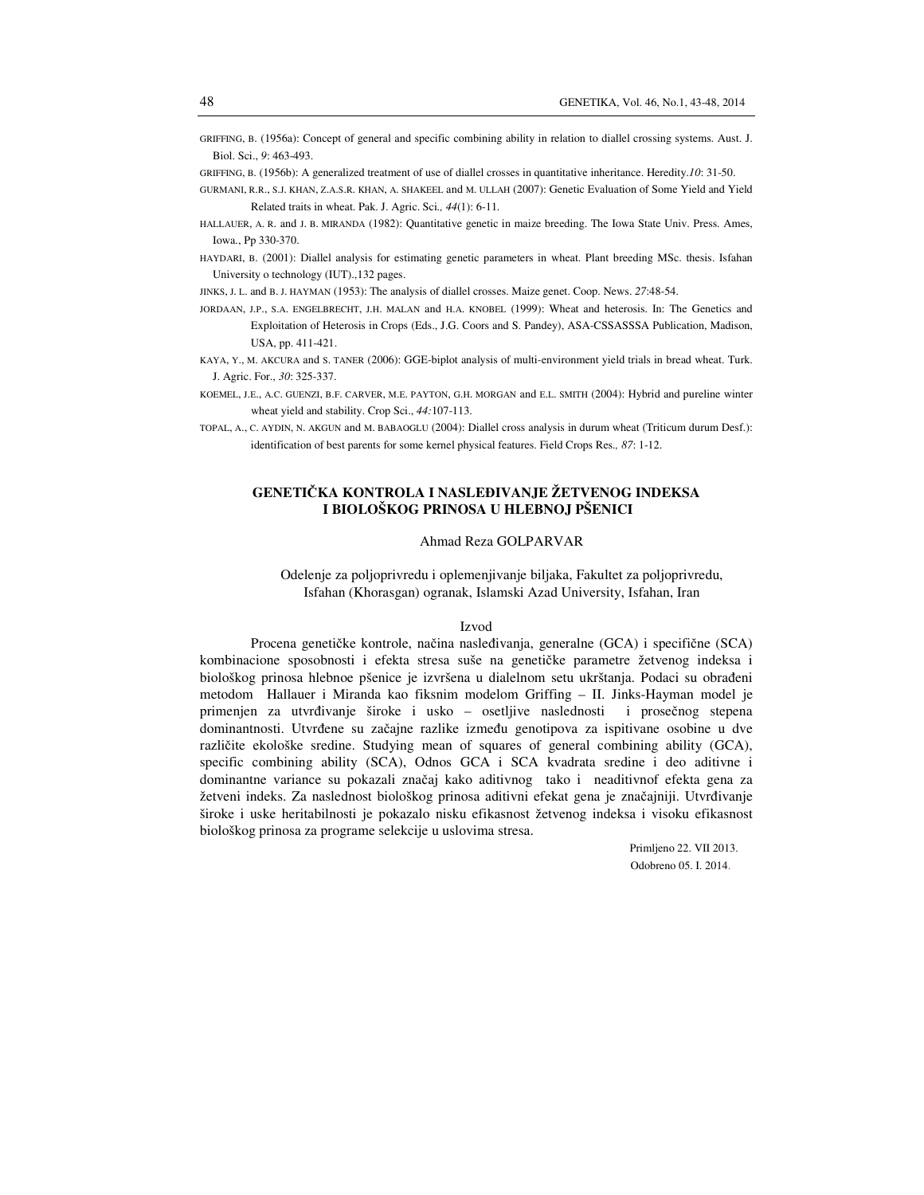GRIFFING, B. (1956a): Concept of general and specific combining ability in relation to diallel crossing systems. Aust. J. Biol. Sci., *9*: 463-493.

GRIFFING, B. (1956b): A generalized treatment of use of diallel crosses in quantitative inheritance. Heredity.*10*: 31-50.

GURMANI, R.R., S.J. KHAN, Z.A.S.R. KHAN, A. SHAKEEL and M. ULLAH (2007): Genetic Evaluation of Some Yield and Yield Related traits in wheat. Pak. J. Agric. Sci.*, 44*(1): 6-11.

HALLAUER, A. R. and J. B. MIRANDA (1982): Quantitative genetic in maize breeding. The Iowa State Univ. Press. Ames, Iowa., Pp 330-370.

HAYDARI, B. (2001): Diallel analysis for estimating genetic parameters in wheat. Plant breeding MSc. thesis. Isfahan University o technology (IUT).,132 pages.

JINKS, J. L. and B. J. HAYMAN (1953): The analysis of diallel crosses. Maize genet. Coop. News. *27*:48-54.

JORDAAN, J.P., S.A. ENGELBRECHT, J.H. MALAN and H.A. KNOBEL (1999): Wheat and heterosis. In: The Genetics and Exploitation of Heterosis in Crops (Eds., J.G. Coors and S. Pandey), ASA-CSSASSSA Publication, Madison, USA, pp. 411-421.

KAYA, Y., M. AKCURA and S. TANER (2006): GGE-biplot analysis of multi-environment yield trials in bread wheat. Turk. J. Agric. For., *30*: 325-337.

KOEMEL, J.E., A.C. GUENZI, B.F. CARVER, M.E. PAYTON, G.H. MORGAN and E.L. SMITH (2004): Hybrid and pureline winter wheat yield and stability. Crop Sci., *44:*107-113.

TOPAL, A., C. AYDIN, N. AKGUN and M. BABAOGLU (2004): Diallel cross analysis in durum wheat (Triticum durum Desf.): identification of best parents for some kernel physical features. Field Crops Res.*, 87*: 1-12.

## GENETIČKA KONTROLA I NASLEĐIVANJE ŽETVENOG INDEKSA I BIOLOŠKOG PRINOSA U HLEBNOJ PŠENICI

Ahmad Reza GOLPARVAR

Odelenje za poljoprivredu i oplemenjivanje biljaka, Fakultet za poljoprivredu, Isfahan (Khorasgan) ogranak, Islamski Azad University, Isfahan, Iran

### Izvod

Procena genetičke kontrole, načina nasleđivanja, generalne (GCA) i specifične (SCA) kombinacione sposobnosti i efekta stresa suše na genetičke parametre žetvenog indeksa i biološkog prinosa hlebne pšenice je izvršena u dialelnom setu ukrštanja. Podaci su obrađeni metodom Hallauer i Miranda kao fiksnim modelom Griffing – II. Jinks-Hayman model je primenjen za utvrđivanje široke i usko – osetljive naslednosti i prosečnog stepena dominantnosti. Utvrđene su začajne razlike između genotipova za ispitivane osobine u dve različite ekološke sredine. Studying mean of squares of general combining ability (GCA), specific combining ability (SCA), Odnos GCA i SCA kvadrata sredine i deo aditivne i dominantne variance su pokazali značaj kako aditivnog tako i neaditivnof efekta gena za žetveni indeks. Za naslednost biološkog prinosa aditivni efekat gena je značajniji. Utvrđivanje široke i uske heritabilnosti je pokazalo nisku efikasnost žetvenog indeksa i visoku efikasnost biološkog prinosa za programe selekcije u uslovima stresa.

Primljeno 22. VII 2013.
Odobreno 05. I. 2014.